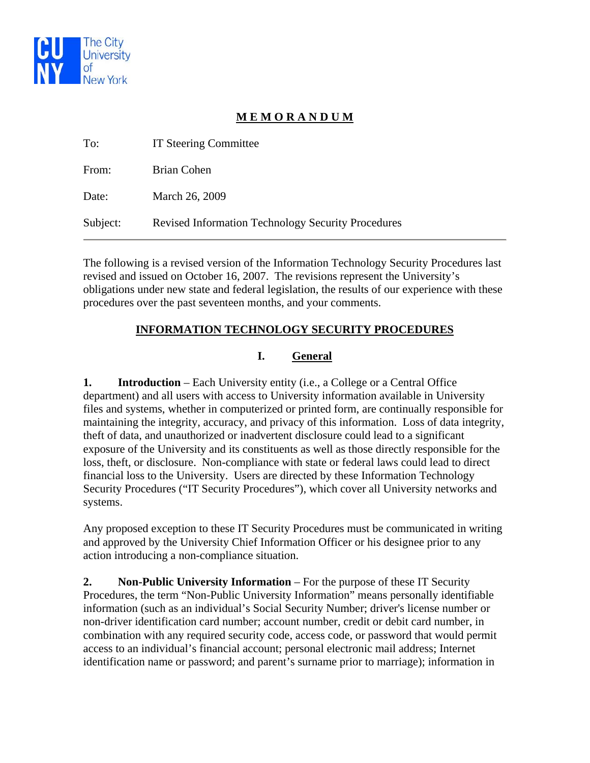The City University of New York

# MEMORANDUM

| | |
|---|---|
| To: | IT Steering Committee |
| From: | Brian Cohen |
| Date: | March 26, 2009 |
| Subject: | Revised Information Technology Security Procedures |

---

The following is a revised version of the Information Technology Security Procedures last revised and issued on October 16, 2007. The revisions represent the University's obligations under new state and federal legislation, the results of our experience with these procedures over the past seventeen months, and your comments.

## INFORMATION TECHNOLOGY SECURITY PROCEDURES

### I. General

**1. Introduction** – Each University entity (i.e., a College or a Central Office department) and all users with access to University information available in University files and systems, whether in computerized or printed form, are continually responsible for maintaining the integrity, accuracy, and privacy of this information. Loss of data integrity, theft of data, and unauthorized or inadvertent disclosure could lead to a significant exposure of the University and its constituents as well as those directly responsible for the loss, theft, or disclosure. Non-compliance with state or federal laws could lead to direct financial loss to the University. Users are directed by these Information Technology Security Procedures ("IT Security Procedures"), which cover all University networks and systems.

Any proposed exception to these IT Security Procedures must be communicated in writing and approved by the University Chief Information Officer or his designee prior to any action introducing a non-compliance situation.

**2. Non-Public University Information** – For the purpose of these IT Security Procedures, the term "Non-Public University Information" means personally identifiable information (such as an individual's Social Security Number; driver's license number or non-driver identification card number; account number, credit or debit card number, in combination with any required security code, access code, or password that would permit access to an individual's financial account; personal electronic mail address; Internet identification name or password; and parent's surname prior to marriage); information in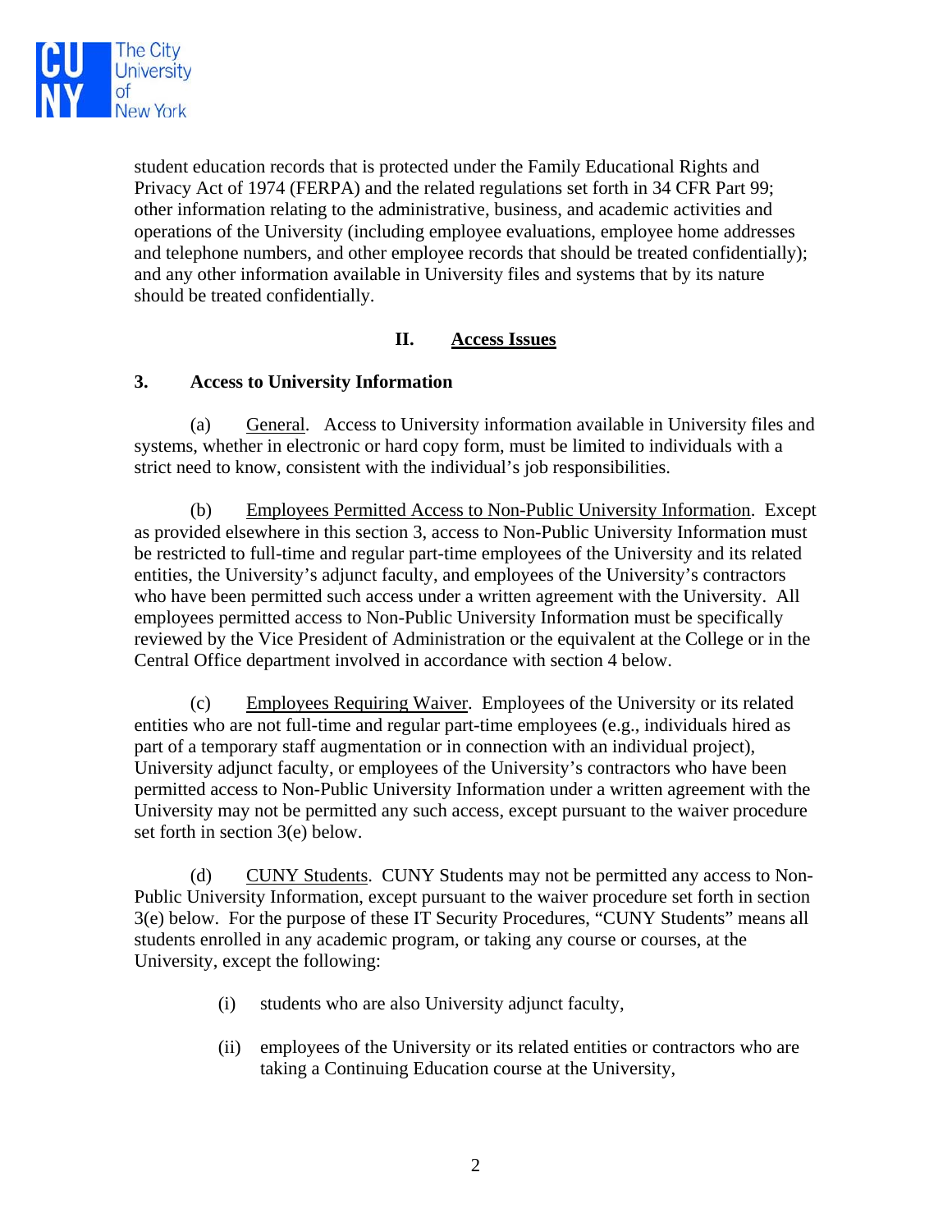student education records that is protected under the Family Educational Rights and Privacy Act of 1974 (FERPA) and the related regulations set forth in 34 CFR Part 99; other information relating to the administrative, business, and academic activities and operations of the University (including employee evaluations, employee home addresses and telephone numbers, and other employee records that should be treated confidentially); and any other information available in University files and systems that by its nature should be treated confidentially.

## II. Access Issues

### 3. Access to University Information

(a) General. Access to University information available in University files and systems, whether in electronic or hard copy form, must be limited to individuals with a strict need to know, consistent with the individual's job responsibilities.

(b) Employees Permitted Access to Non-Public University Information. Except as provided elsewhere in this section 3, access to Non-Public University Information must be restricted to full-time and regular part-time employees of the University and its related entities, the University's adjunct faculty, and employees of the University's contractors who have been permitted such access under a written agreement with the University. All employees permitted access to Non-Public University Information must be specifically reviewed by the Vice President of Administration or the equivalent at the College or in the Central Office department involved in accordance with section 4 below.

(c) Employees Requiring Waiver. Employees of the University or its related entities who are not full-time and regular part-time employees (e.g., individuals hired as part of a temporary staff augmentation or in connection with an individual project), University adjunct faculty, or employees of the University's contractors who have been permitted access to Non-Public University Information under a written agreement with the University may not be permitted any such access, except pursuant to the waiver procedure set forth in section 3(e) below.

(d) CUNY Students. CUNY Students may not be permitted any access to Non-Public University Information, except pursuant to the waiver procedure set forth in section 3(e) below. For the purpose of these IT Security Procedures, "CUNY Students" means all students enrolled in any academic program, or taking any course or courses, at the University, except the following:

(i) students who are also University adjunct faculty,

(ii) employees of the University or its related entities or contractors who are taking a Continuing Education course at the University,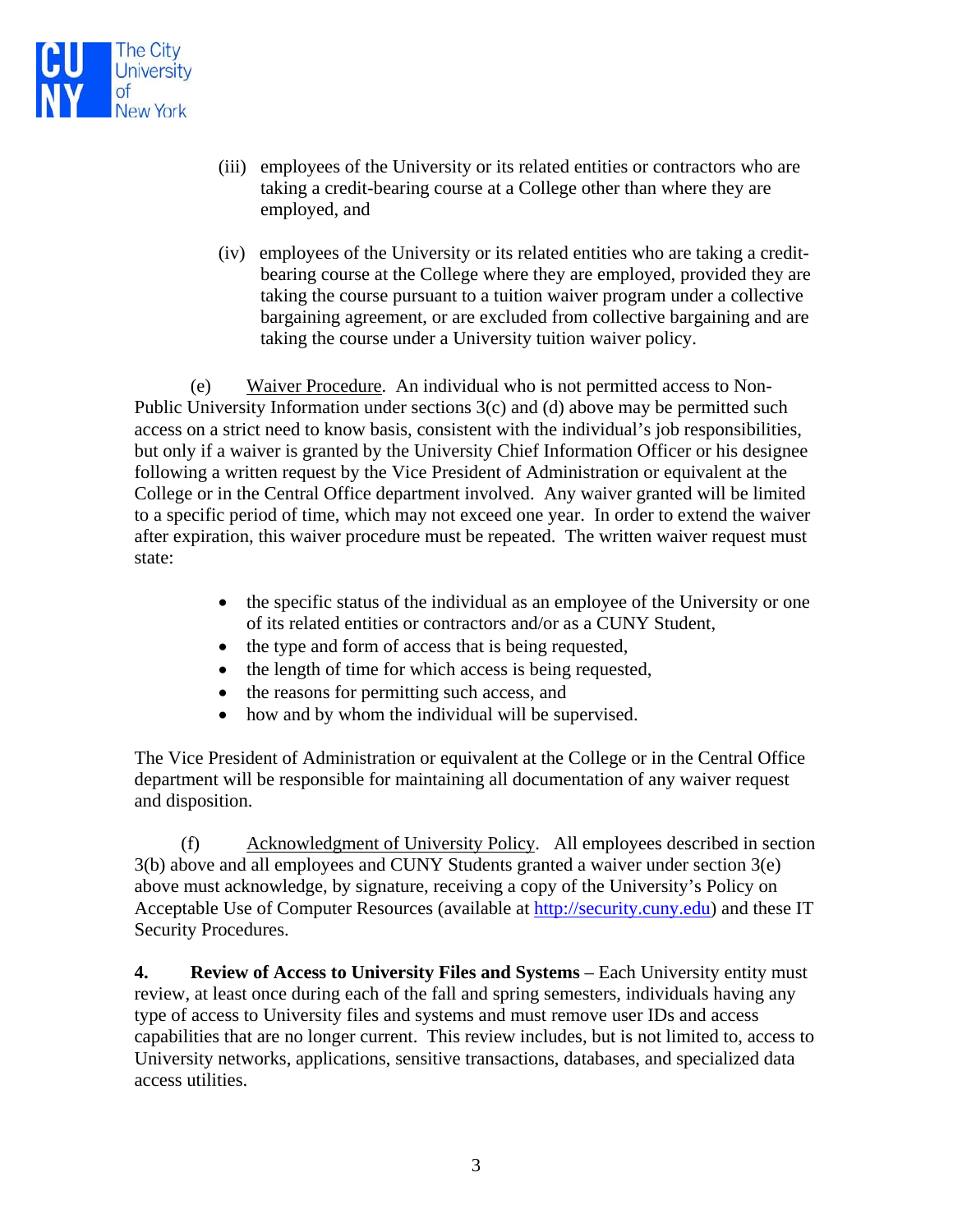(iii) employees of the University or its related entities or contractors who are taking a credit-bearing course at a College other than where they are employed, and

(iv) employees of the University or its related entities who are taking a credit-bearing course at the College where they are employed, provided they are taking the course pursuant to a tuition waiver program under a collective bargaining agreement, or are excluded from collective bargaining and are taking the course under a University tuition waiver policy.

(e) Waiver Procedure. An individual who is not permitted access to Non-Public University Information under sections 3(c) and (d) above may be permitted such access on a strict need to know basis, consistent with the individual's job responsibilities, but only if a waiver is granted by the University Chief Information Officer or his designee following a written request by the Vice President of Administration or equivalent at the College or in the Central Office department involved. Any waiver granted will be limited to a specific period of time, which may not exceed one year. In order to extend the waiver after expiration, this waiver procedure must be repeated. The written waiver request must state:

- the specific status of the individual as an employee of the University or one of its related entities or contractors and/or as a CUNY Student,
- the type and form of access that is being requested,
- the length of time for which access is being requested,
- the reasons for permitting such access, and
- how and by whom the individual will be supervised.

The Vice President of Administration or equivalent at the College or in the Central Office department will be responsible for maintaining all documentation of any waiver request and disposition.

(f) Acknowledgment of University Policy. All employees described in section 3(b) above and all employees and CUNY Students granted a waiver under section 3(e) above must acknowledge, by signature, receiving a copy of the University's Policy on Acceptable Use of Computer Resources (available at http://security.cuny.edu) and these IT Security Procedures.

**4. Review of Access to University Files and Systems** – Each University entity must review, at least once during each of the fall and spring semesters, individuals having any type of access to University files and systems and must remove user IDs and access capabilities that are no longer current. This review includes, but is not limited to, access to University networks, applications, sensitive transactions, databases, and specialized data access utilities.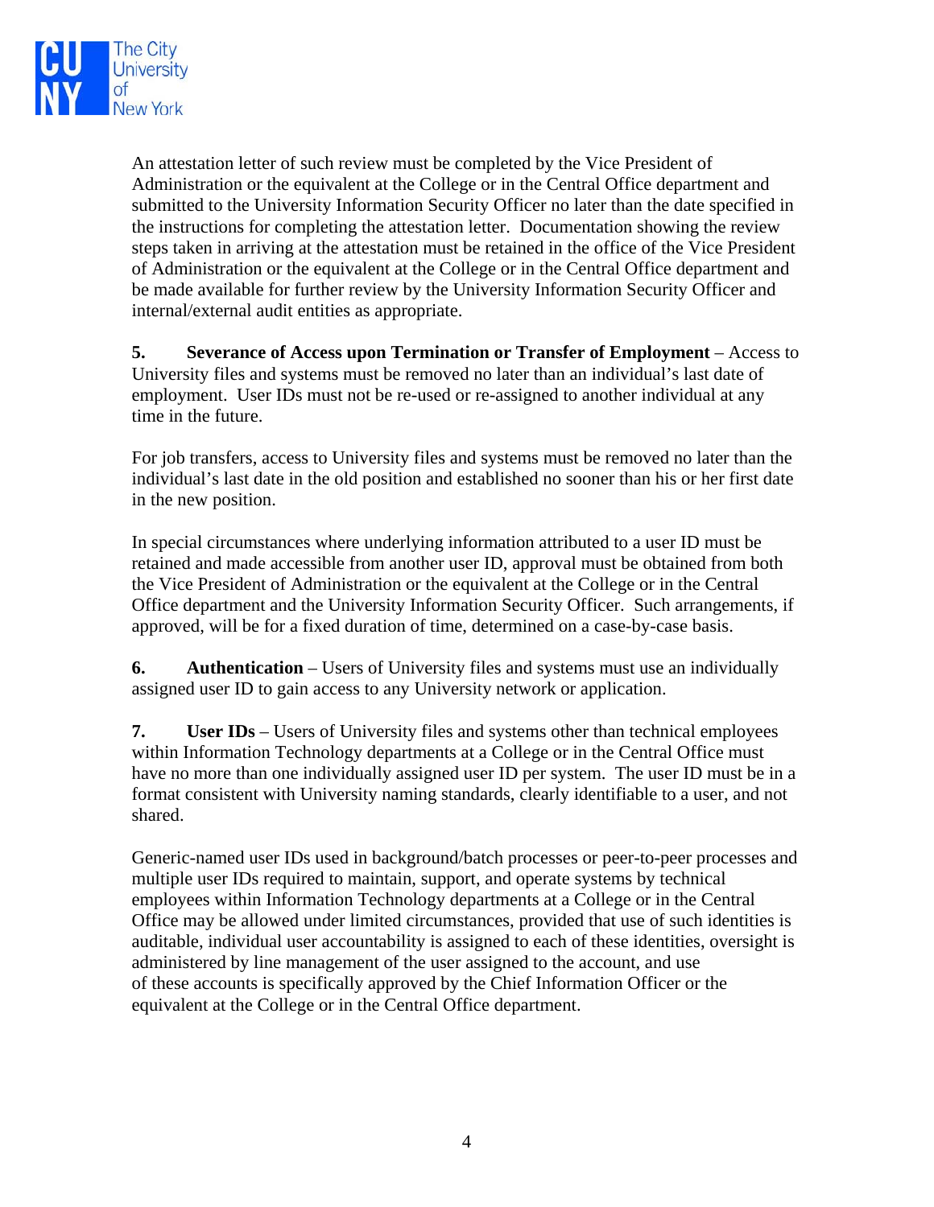An attestation letter of such review must be completed by the Vice President of Administration or the equivalent at the College or in the Central Office department and submitted to the University Information Security Officer no later than the date specified in the instructions for completing the attestation letter. Documentation showing the review steps taken in arriving at the attestation must be retained in the office of the Vice President of Administration or the equivalent at the College or in the Central Office department and be made available for further review by the University Information Security Officer and internal/external audit entities as appropriate.

**5. Severance of Access upon Termination or Transfer of Employment** – Access to University files and systems must be removed no later than an individual's last date of employment. User IDs must not be re-used or re-assigned to another individual at any time in the future.

For job transfers, access to University files and systems must be removed no later than the individual's last date in the old position and established no sooner than his or her first date in the new position.

In special circumstances where underlying information attributed to a user ID must be retained and made accessible from another user ID, approval must be obtained from both the Vice President of Administration or the equivalent at the College or in the Central Office department and the University Information Security Officer. Such arrangements, if approved, will be for a fixed duration of time, determined on a case-by-case basis.

**6. Authentication** – Users of University files and systems must use an individually assigned user ID to gain access to any University network or application.

**7. User IDs** – Users of University files and systems other than technical employees within Information Technology departments at a College or in the Central Office must have no more than one individually assigned user ID per system. The user ID must be in a format consistent with University naming standards, clearly identifiable to a user, and not shared.

Generic-named user IDs used in background/batch processes or peer-to-peer processes and multiple user IDs required to maintain, support, and operate systems by technical employees within Information Technology departments at a College or in the Central Office may be allowed under limited circumstances, provided that use of such identities is auditable, individual user accountability is assigned to each of these identities, oversight is administered by line management of the user assigned to the account, and use of these accounts is specifically approved by the Chief Information Officer or the equivalent at the College or in the Central Office department.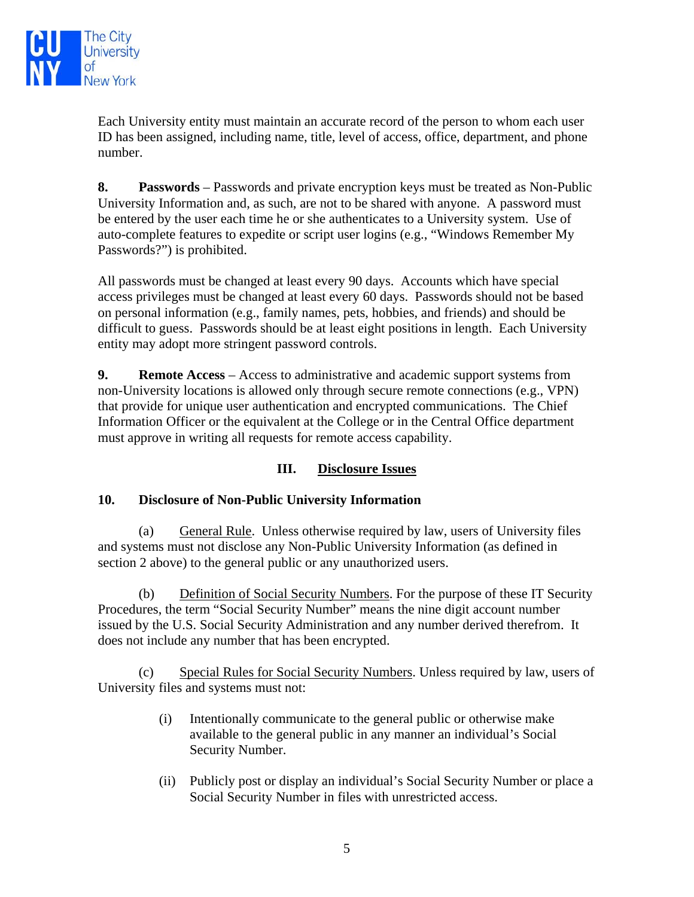Each University entity must maintain an accurate record of the person to whom each user ID has been assigned, including name, title, level of access, office, department, and phone number.

**8. Passwords** – Passwords and private encryption keys must be treated as Non-Public University Information and, as such, are not to be shared with anyone. A password must be entered by the user each time he or she authenticates to a University system. Use of auto-complete features to expedite or script user logins (e.g., "Windows Remember My Passwords?") is prohibited.

All passwords must be changed at least every 90 days. Accounts which have special access privileges must be changed at least every 60 days. Passwords should not be based on personal information (e.g., family names, pets, hobbies, and friends) and should be difficult to guess. Passwords should be at least eight positions in length. Each University entity may adopt more stringent password controls.

**9. Remote Access** – Access to administrative and academic support systems from non-University locations is allowed only through secure remote connections (e.g., VPN) that provide for unique user authentication and encrypted communications. The Chief Information Officer or the equivalent at the College or in the Central Office department must approve in writing all requests for remote access capability.

## III. Disclosure Issues

### 10. Disclosure of Non-Public University Information

(a) General Rule. Unless otherwise required by law, users of University files and systems must not disclose any Non-Public University Information (as defined in section 2 above) to the general public or any unauthorized users.

(b) Definition of Social Security Numbers. For the purpose of these IT Security Procedures, the term "Social Security Number" means the nine digit account number issued by the U.S. Social Security Administration and any number derived therefrom. It does not include any number that has been encrypted.

(c) Special Rules for Social Security Numbers. Unless required by law, users of University files and systems must not:

- (i) Intentionally communicate to the general public or otherwise make available to the general public in any manner an individual's Social Security Number.
- (ii) Publicly post or display an individual's Social Security Number or place a Social Security Number in files with unrestricted access.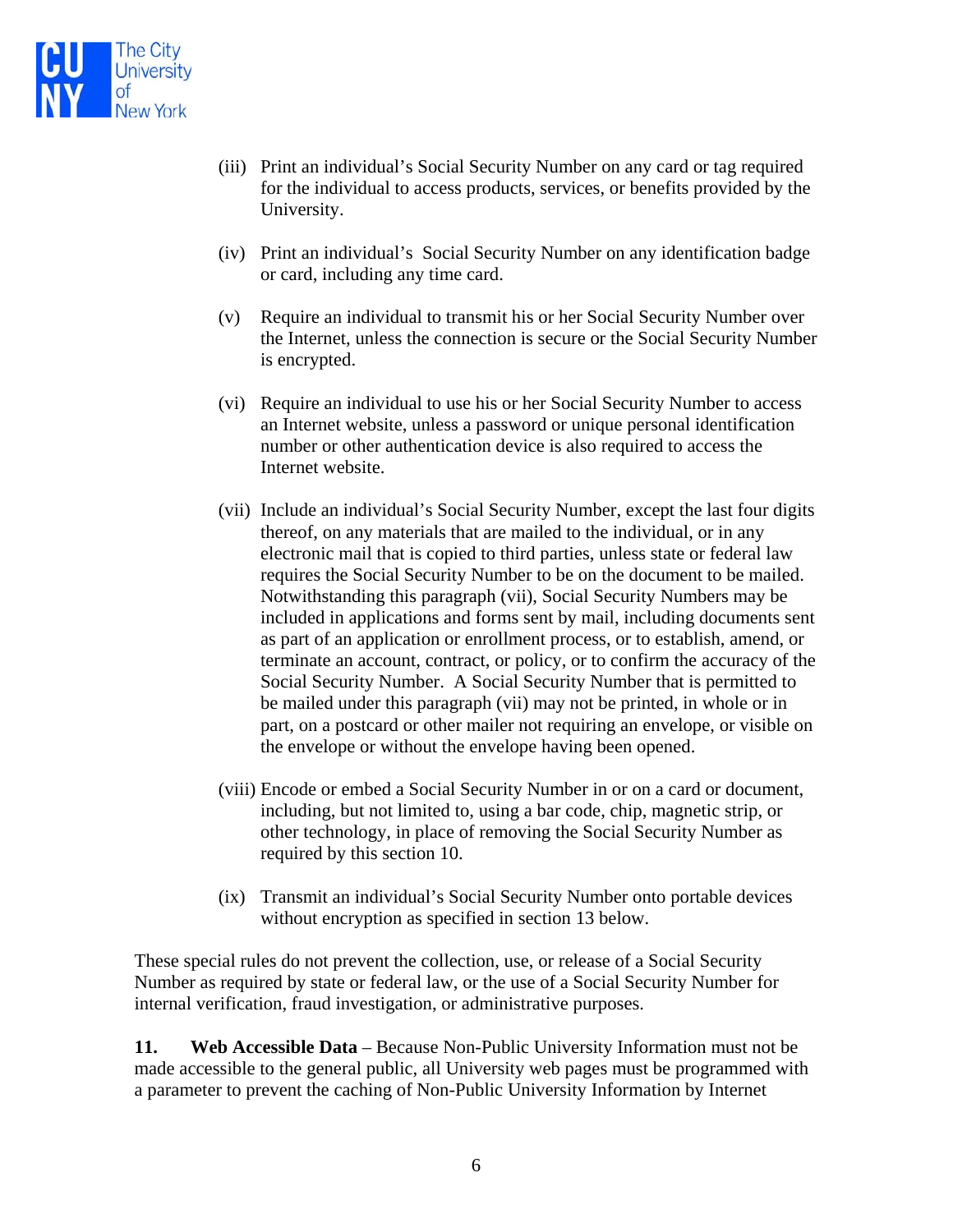(iii) Print an individual's Social Security Number on any card or tag required for the individual to access products, services, or benefits provided by the University.

(iv) Print an individual's Social Security Number on any identification badge or card, including any time card.

(v) Require an individual to transmit his or her Social Security Number over the Internet, unless the connection is secure or the Social Security Number is encrypted.

(vi) Require an individual to use his or her Social Security Number to access an Internet website, unless a password or unique personal identification number or other authentication device is also required to access the Internet website.

(vii) Include an individual's Social Security Number, except the last four digits thereof, on any materials that are mailed to the individual, or in any electronic mail that is copied to third parties, unless state or federal law requires the Social Security Number to be on the document to be mailed. Notwithstanding this paragraph (vii), Social Security Numbers may be included in applications and forms sent by mail, including documents sent as part of an application or enrollment process, or to establish, amend, or terminate an account, contract, or policy, or to confirm the accuracy of the Social Security Number. A Social Security Number that is permitted to be mailed under this paragraph (vii) may not be printed, in whole or in part, on a postcard or other mailer not requiring an envelope, or visible on the envelope or without the envelope having been opened.

(viii) Encode or embed a Social Security Number in or on a card or document, including, but not limited to, using a bar code, chip, magnetic strip, or other technology, in place of removing the Social Security Number as required by this section 10.

(ix) Transmit an individual's Social Security Number onto portable devices without encryption as specified in section 13 below.

These special rules do not prevent the collection, use, or release of a Social Security Number as required by state or federal law, or the use of a Social Security Number for internal verification, fraud investigation, or administrative purposes.

**11. Web Accessible Data** – Because Non-Public University Information must not be made accessible to the general public, all University web pages must be programmed with a parameter to prevent the caching of Non-Public University Information by Internet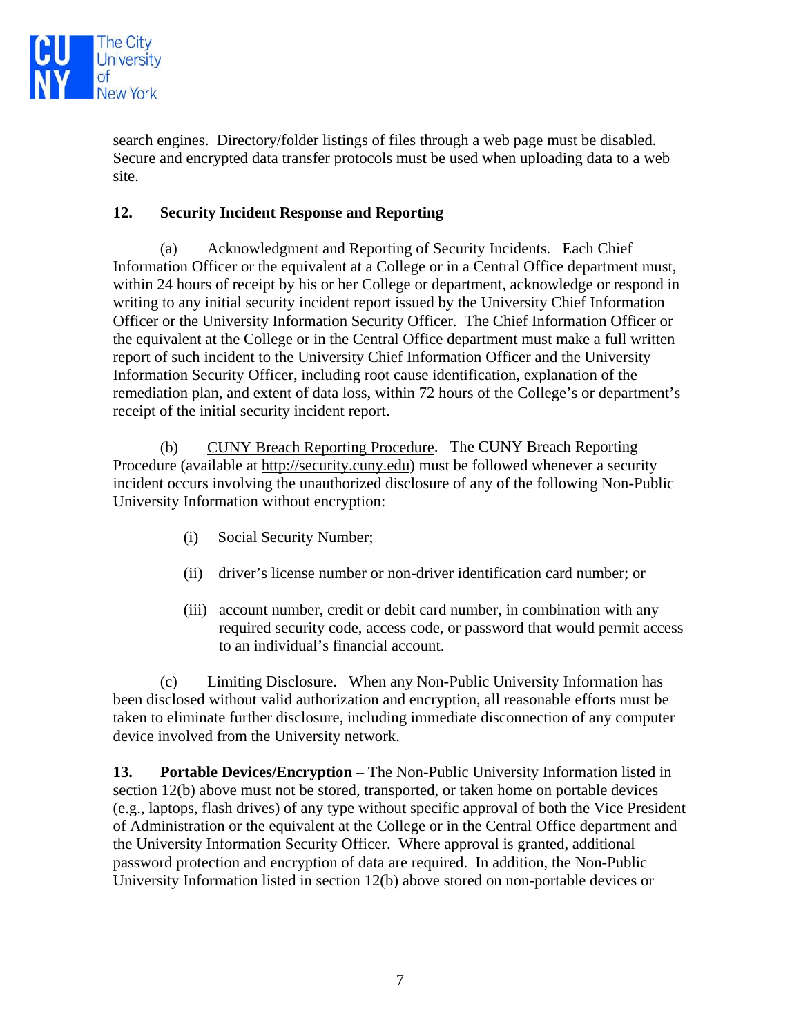search engines. Directory/folder listings of files through a web page must be disabled. Secure and encrypted data transfer protocols must be used when uploading data to a web site.

**12. Security Incident Response and Reporting**

(a) Acknowledgment and Reporting of Security Incidents. Each Chief Information Officer or the equivalent at a College or in a Central Office department must, within 24 hours of receipt by his or her College or department, acknowledge or respond in writing to any initial security incident report issued by the University Chief Information Officer or the University Information Security Officer. The Chief Information Officer or the equivalent at the College or in the Central Office department must make a full written report of such incident to the University Chief Information Officer and the University Information Security Officer, including root cause identification, explanation of the remediation plan, and extent of data loss, within 72 hours of the College's or department's receipt of the initial security incident report.

(b) CUNY Breach Reporting Procedure. The CUNY Breach Reporting Procedure (available at http://security.cuny.edu) must be followed whenever a security incident occurs involving the unauthorized disclosure of any of the following Non-Public University Information without encryption:

(i) Social Security Number;

(ii) driver's license number or non-driver identification card number; or

(iii) account number, credit or debit card number, in combination with any required security code, access code, or password that would permit access to an individual's financial account.

(c) Limiting Disclosure. When any Non-Public University Information has been disclosed without valid authorization and encryption, all reasonable efforts must be taken to eliminate further disclosure, including immediate disconnection of any computer device involved from the University network.

**13. Portable Devices/Encryption** – The Non-Public University Information listed in section 12(b) above must not be stored, transported, or taken home on portable devices (e.g., laptops, flash drives) of any type without specific approval of both the Vice President of Administration or the equivalent at the College or in the Central Office department and the University Information Security Officer. Where approval is granted, additional password protection and encryption of data are required. In addition, the Non-Public University Information listed in section 12(b) above stored on non-portable devices or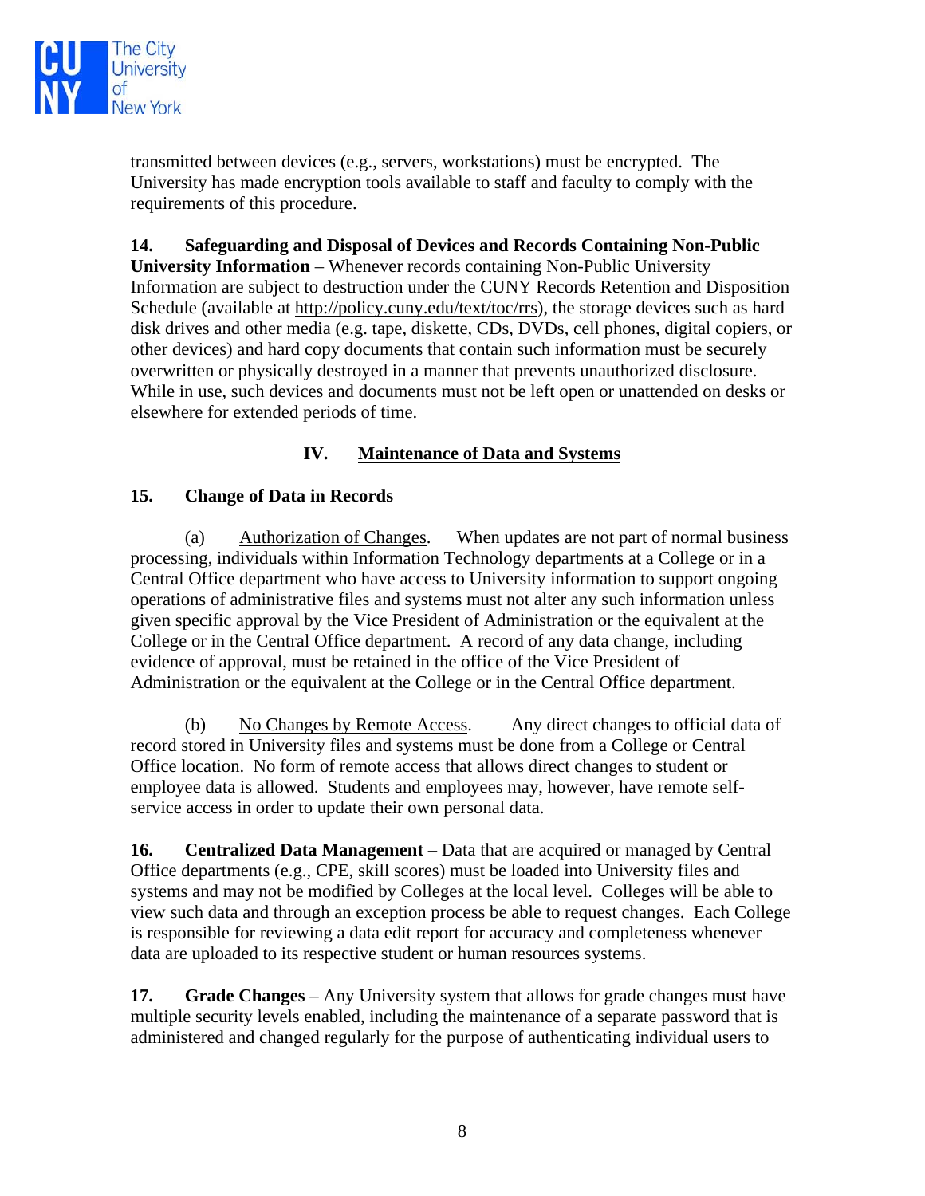transmitted between devices (e.g., servers, workstations) must be encrypted. The University has made encryption tools available to staff and faculty to comply with the requirements of this procedure.

**14. Safeguarding and Disposal of Devices and Records Containing Non-Public University Information** – Whenever records containing Non-Public University Information are subject to destruction under the CUNY Records Retention and Disposition Schedule (available at http://policy.cuny.edu/text/toc/rrs), the storage devices such as hard disk drives and other media (e.g. tape, diskette, CDs, DVDs, cell phones, digital copiers, or other devices) and hard copy documents that contain such information must be securely overwritten or physically destroyed in a manner that prevents unauthorized disclosure. While in use, such devices and documents must not be left open or unattended on desks or elsewhere for extended periods of time.

## IV. Maintenance of Data and Systems

**15. Change of Data in Records**

(a) Authorization of Changes. When updates are not part of normal business processing, individuals within Information Technology departments at a College or in a Central Office department who have access to University information to support ongoing operations of administrative files and systems must not alter any such information unless given specific approval by the Vice President of Administration or the equivalent at the College or in the Central Office department. A record of any data change, including evidence of approval, must be retained in the office of the Vice President of Administration or the equivalent at the College or in the Central Office department.

(b) No Changes by Remote Access. Any direct changes to official data of record stored in University files and systems must be done from a College or Central Office location. No form of remote access that allows direct changes to student or employee data is allowed. Students and employees may, however, have remote self-service access in order to update their own personal data.

**16. Centralized Data Management** – Data that are acquired or managed by Central Office departments (e.g., CPE, skill scores) must be loaded into University files and systems and may not be modified by Colleges at the local level. Colleges will be able to view such data and through an exception process be able to request changes. Each College is responsible for reviewing a data edit report for accuracy and completeness whenever data are uploaded to its respective student or human resources systems.

**17. Grade Changes** – Any University system that allows for grade changes must have multiple security levels enabled, including the maintenance of a separate password that is administered and changed regularly for the purpose of authenticating individual users to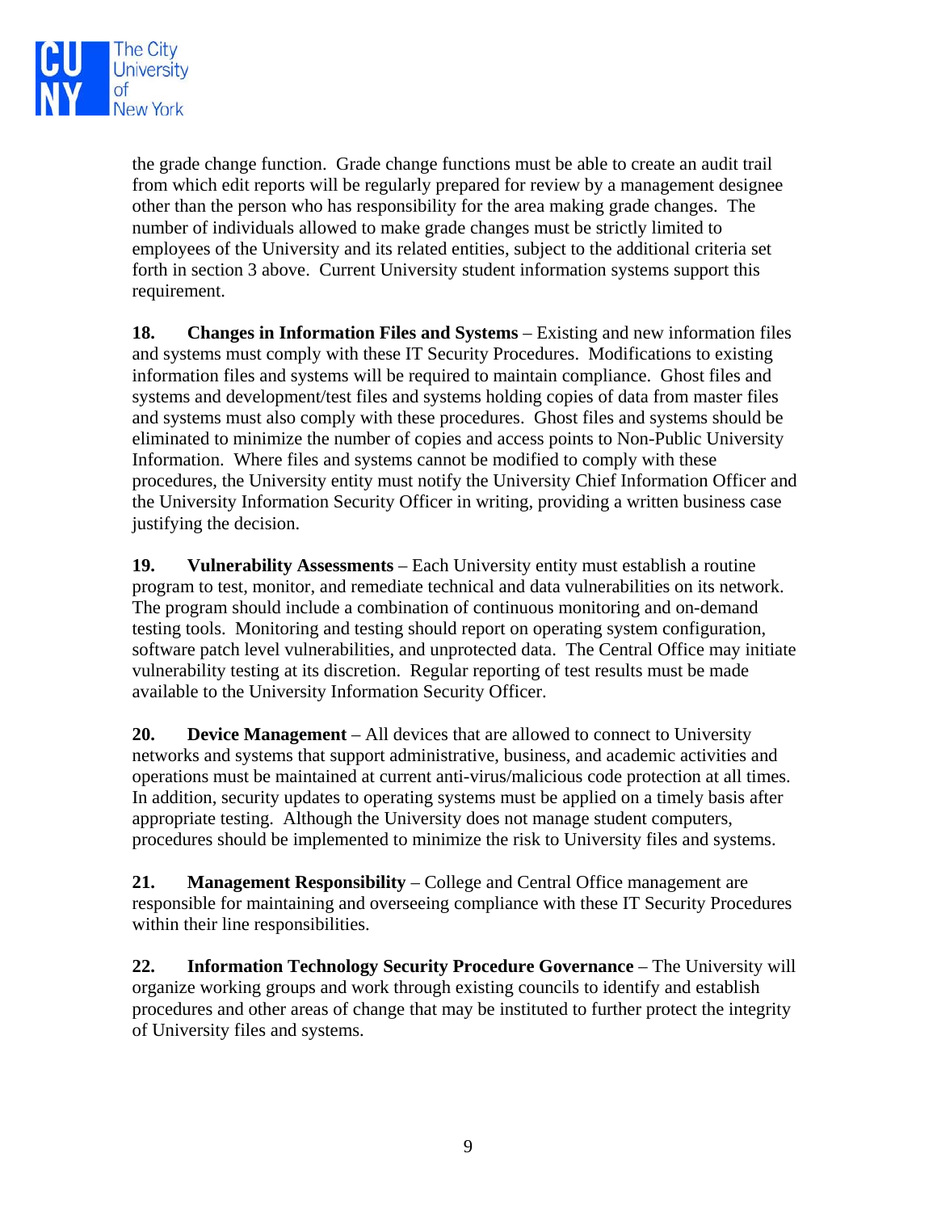the grade change function. Grade change functions must be able to create an audit trail from which edit reports will be regularly prepared for review by a management designee other than the person who has responsibility for the area making grade changes. The number of individuals allowed to make grade changes must be strictly limited to employees of the University and its related entities, subject to the additional criteria set forth in section 3 above. Current University student information systems support this requirement.

**18. Changes in Information Files and Systems** – Existing and new information files and systems must comply with these IT Security Procedures. Modifications to existing information files and systems will be required to maintain compliance. Ghost files and systems and development/test files and systems holding copies of data from master files and systems must also comply with these procedures. Ghost files and systems should be eliminated to minimize the number of copies and access points to Non-Public University Information. Where files and systems cannot be modified to comply with these procedures, the University entity must notify the University Chief Information Officer and the University Information Security Officer in writing, providing a written business case justifying the decision.

**19. Vulnerability Assessments** – Each University entity must establish a routine program to test, monitor, and remediate technical and data vulnerabilities on its network. The program should include a combination of continuous monitoring and on-demand testing tools. Monitoring and testing should report on operating system configuration, software patch level vulnerabilities, and unprotected data. The Central Office may initiate vulnerability testing at its discretion. Regular reporting of test results must be made available to the University Information Security Officer.

**20. Device Management** – All devices that are allowed to connect to University networks and systems that support administrative, business, and academic activities and operations must be maintained at current anti-virus/malicious code protection at all times. In addition, security updates to operating systems must be applied on a timely basis after appropriate testing. Although the University does not manage student computers, procedures should be implemented to minimize the risk to University files and systems.

**21. Management Responsibility** – College and Central Office management are responsible for maintaining and overseeing compliance with these IT Security Procedures within their line responsibilities.

**22. Information Technology Security Procedure Governance** – The University will organize working groups and work through existing councils to identify and establish procedures and other areas of change that may be instituted to further protect the integrity of University files and systems.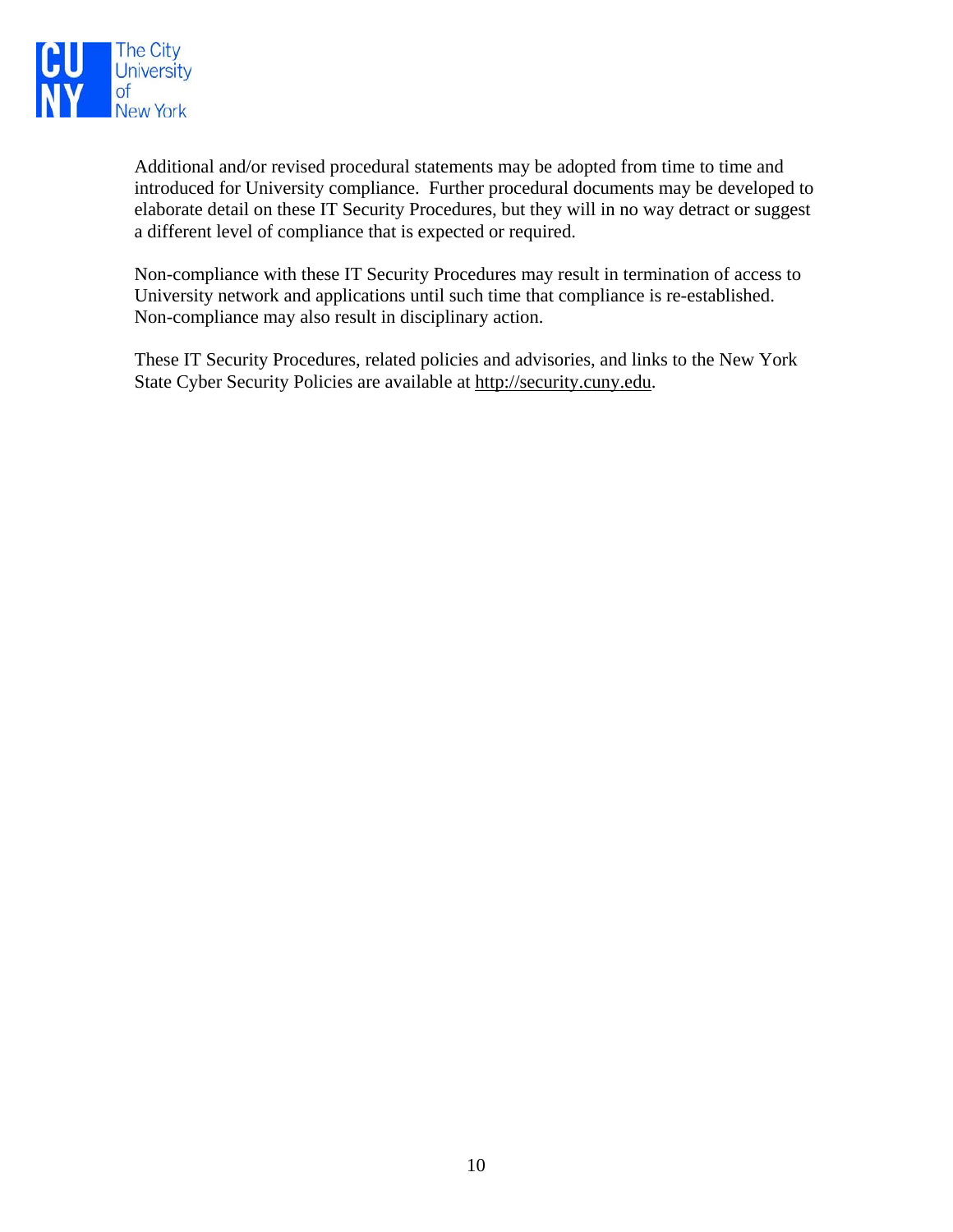Additional and/or revised procedural statements may be adopted from time to time and introduced for University compliance. Further procedural documents may be developed to elaborate detail on these IT Security Procedures, but they will in no way detract or suggest a different level of compliance that is expected or required.

Non-compliance with these IT Security Procedures may result in termination of access to University network and applications until such time that compliance is re-established. Non-compliance may also result in disciplinary action.

These IT Security Procedures, related policies and advisories, and links to the New York State Cyber Security Policies are available at http://security.cuny.edu.